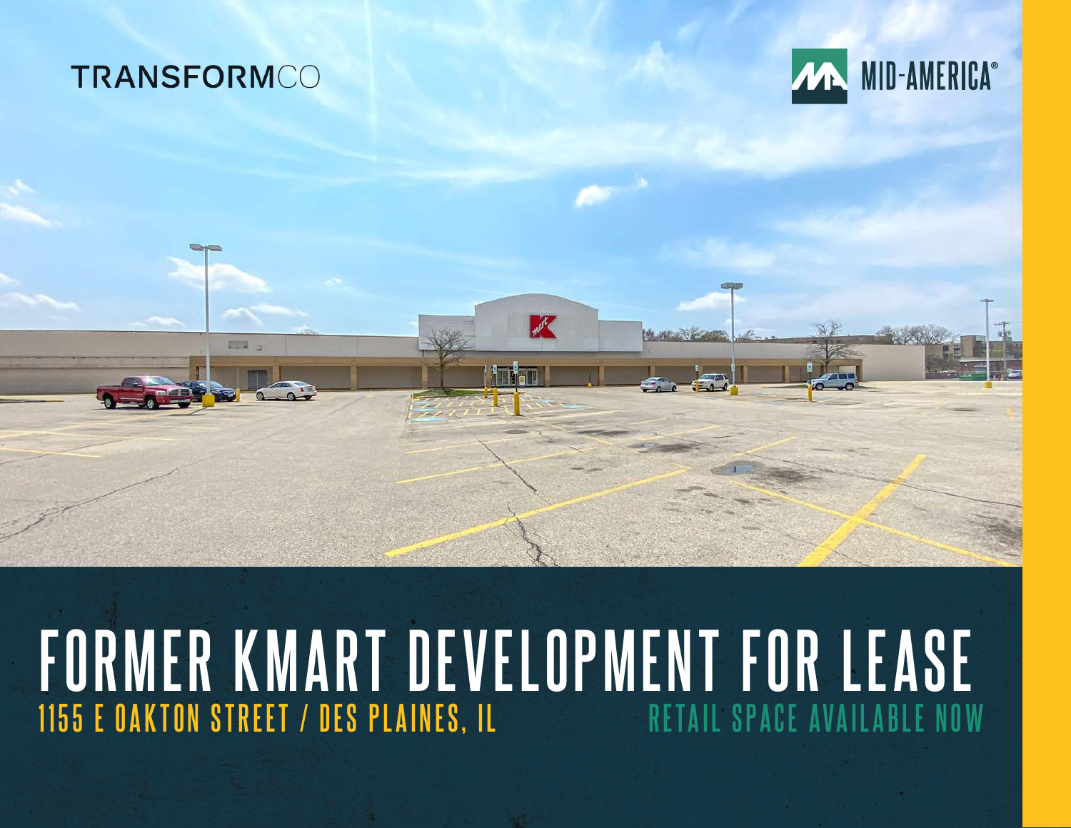TRANSFORMCO

MID-AMERICA®

# FORMER KMART DEVELOPMENT FOR LEASE

## 1155 E OAKTON STREET / DES PLAINES, IL

## RETAIL SPACE AVAILABLE NOW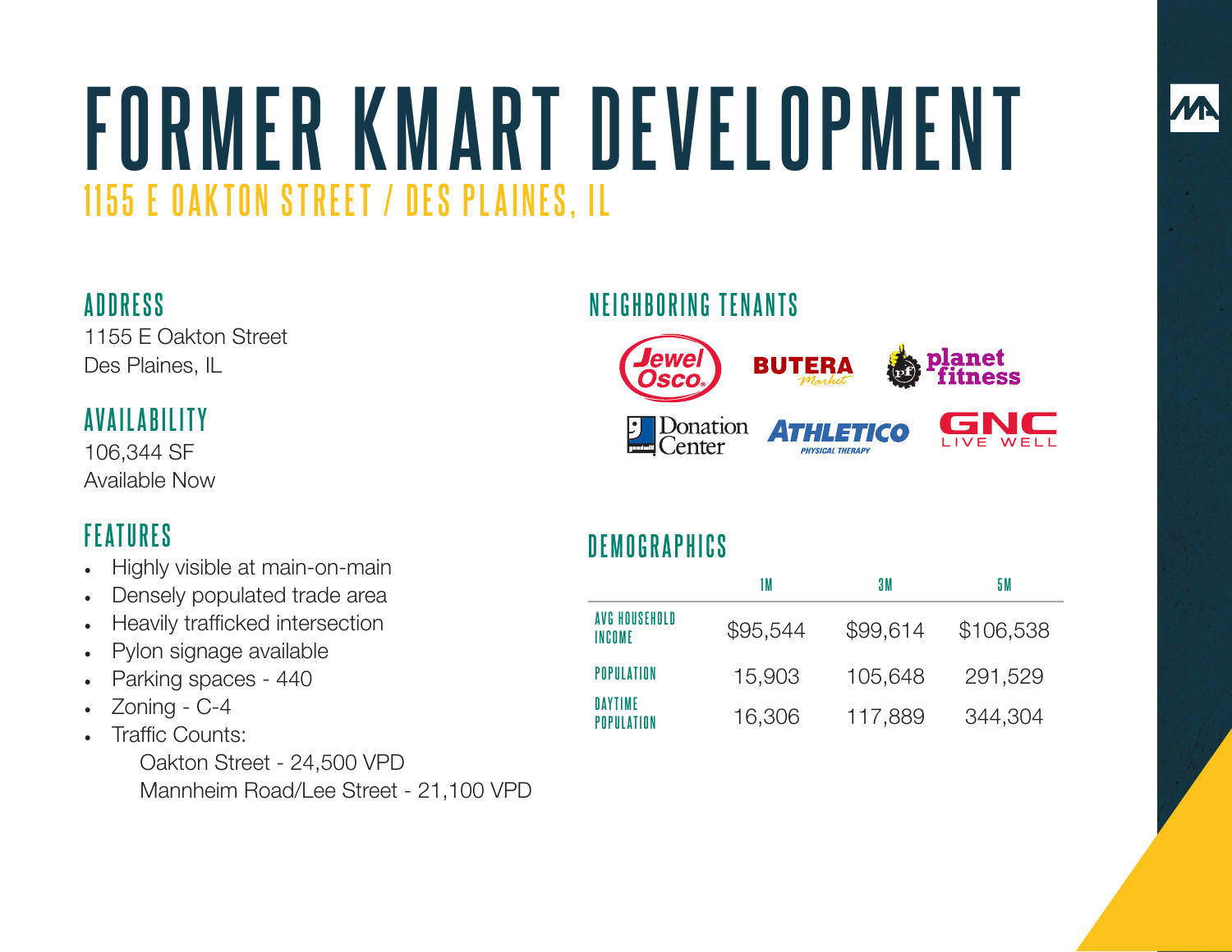# FORMER KMART DEVELOPMENT

## 1155 E OAKTON STREET / DES PLAINES, IL

### ADDRESS

1155 E Oakton Street
Des Plaines, IL

### AVAILABILITY

106,344 SF
Available Now

### FEATURES

- Highly visible at main-on-main
- Densely populated trade area
- Heavily trafficked intersection
- Pylon signage available
- Parking spaces - 440
- Zoning - C-4
- Traffic Counts:
  Oakton Street - 24,500 VPD
  Mannheim Road/Lee Street - 21,100 VPD

### NEIGHBORING TENANTS

Jewel Osco, Butera Market, Planet Fitness, Goodwill Donation Center, Athletico Physical Therapy, GNC Live Well

### DEMOGRAPHICS

| | 1M | 3M | 5M |
|---|---|---|---|
| AVG HOUSEHOLD INCOME | $95,544 | $99,614 | $106,538 |
| POPULATION | 15,903 | 105,648 | 291,529 |
| DAYTIME POPULATION | 16,306 | 117,889 | 344,304 |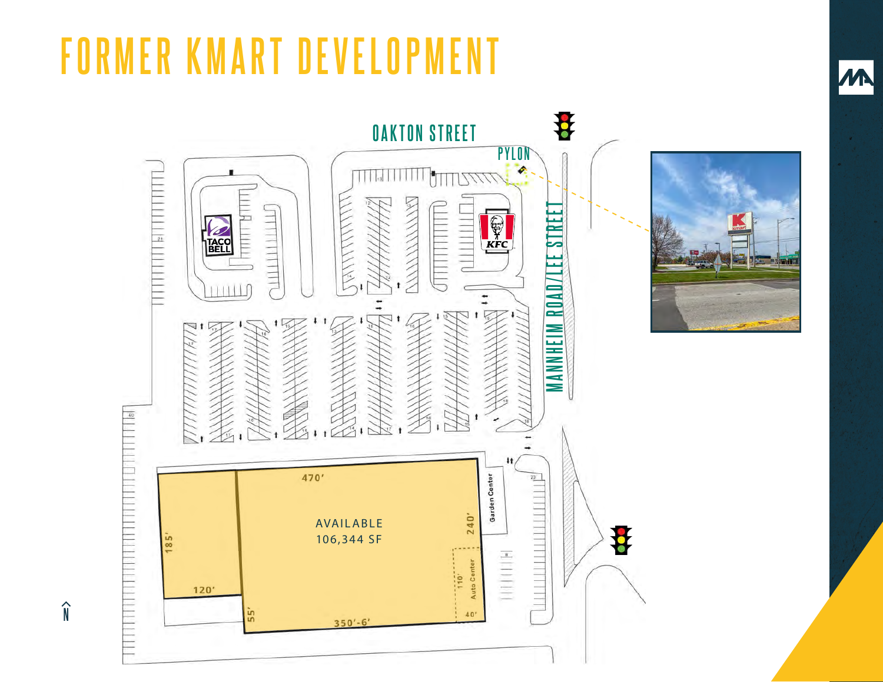# FORMER KMART DEVELOPMENT

OAKTON STREET

PYLON

MANNHEIM ROAD/LEE STREET

TACO BELL

KFC

470'

AVAILABLE
106,344 SF

240'

185'

120'

55'

350'-6'

110'

40'

Garden Center

Auto Center

N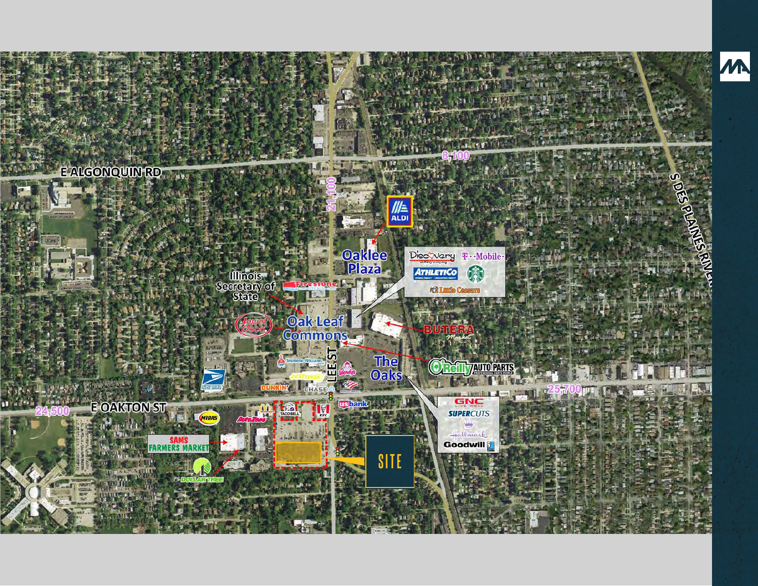E ALGONQUIN RD

8,100

21,100

S DES PLAINES RIVER

ALDI

Oaklee Plaza

Discovery

T-Mobile

ATHLETICO

Starbucks

Little Caesars

Illinois Secretary of State

Firestone

Jewel Osco

Oak Leaf Commons

BUTERA Market

LEE ST

The Oaks

O'Reilly AUTO PARTS

Sherwin-Williams

Wendy's

Dunkin'

Chase

Bank of America

United States Postal Service

25,700

24,500

E OAKTON ST

Midas

McDonald's

AutoZone

Taco Bell

KFC

us bank

GNC

SUPERCUTS

Hallmark

Goodwill

SAMS FARMERS MARKET

DOLLAR TREE

SITE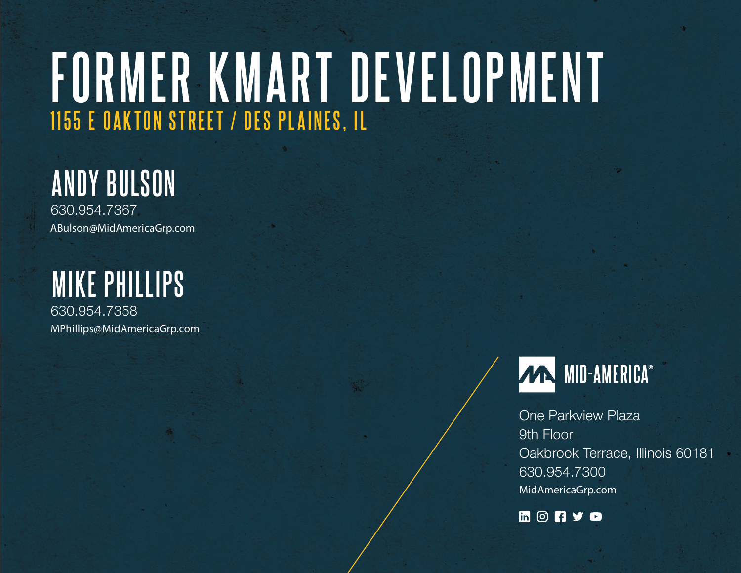# FORMER KMART DEVELOPMENT

## 1155 E OAKTON STREET / DES PLAINES, IL

## ANDY BULSON

630.954.7367

ABulson@MidAmericaGrp.com

## MIKE PHILLIPS

630.954.7358

MPhillips@MidAmericaGrp.com

MID-AMERICA®

One Parkview Plaza
9th Floor
Oakbrook Terrace, Illinois 60181
630.954.7300
MidAmericaGrp.com